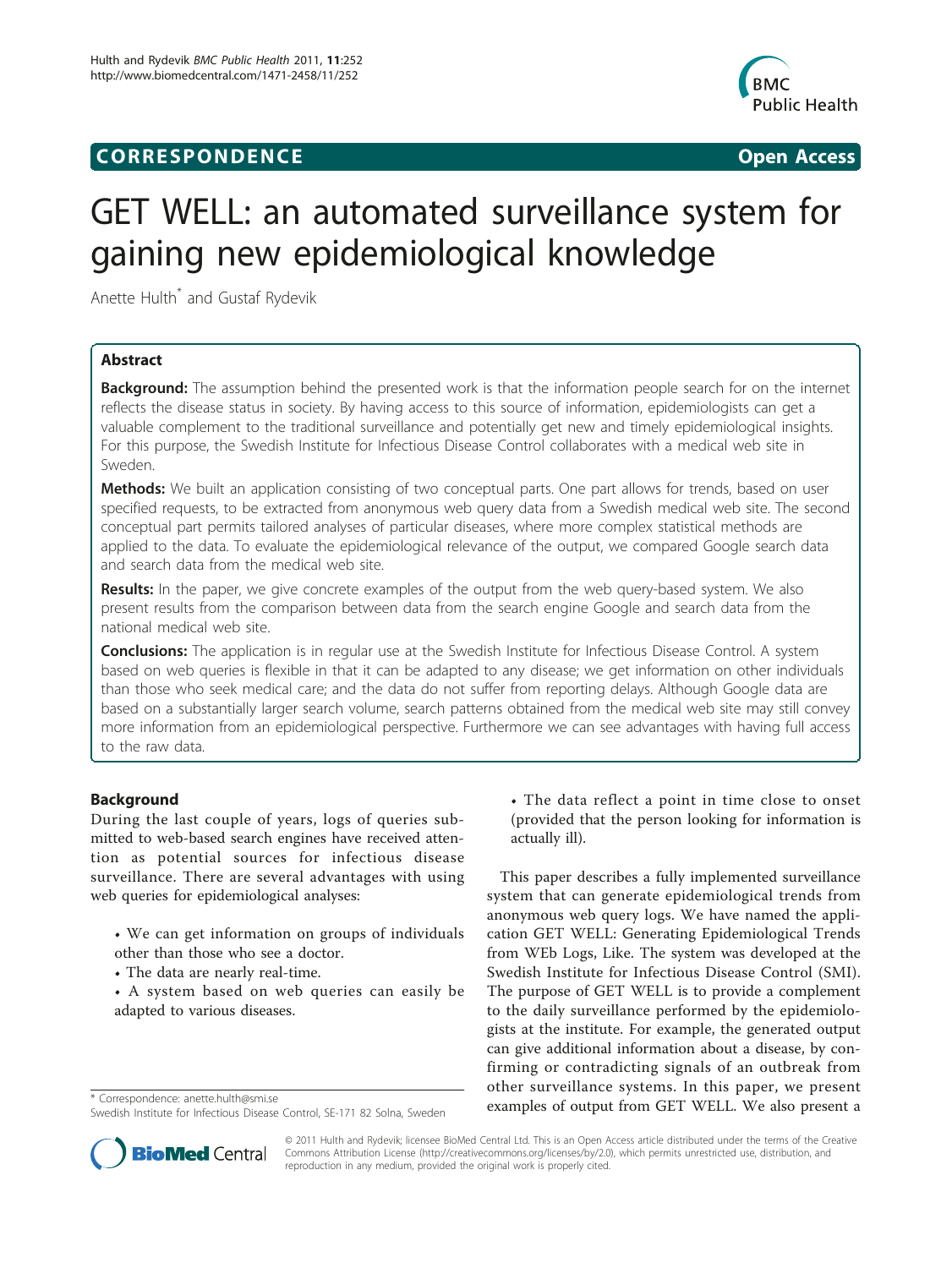**CORRESPONDENCE** **Open Access**

# GET WELL: an automated surveillance system for gaining new epidemiological knowledge

Anette Hulth* and Gustaf Rydevik

## Abstract

**Background:** The assumption behind the presented work is that the information people search for on the internet reflects the disease status in society. By having access to this source of information, epidemiologists can get a valuable complement to the traditional surveillance and potentially get new and timely epidemiological insights. For this purpose, the Swedish Institute for Infectious Disease Control collaborates with a medical web site in Sweden.

**Methods:** We built an application consisting of two conceptual parts. One part allows for trends, based on user specified requests, to be extracted from anonymous web query data from a Swedish medical web site. The second conceptual part permits tailored analyses of particular diseases, where more complex statistical methods are applied to the data. To evaluate the epidemiological relevance of the output, we compared Google search data and search data from the medical web site.

**Results:** In the paper, we give concrete examples of the output from the web query-based system. We also present results from the comparison between data from the search engine Google and search data from the national medical web site.

**Conclusions:** The application is in regular use at the Swedish Institute for Infectious Disease Control. A system based on web queries is flexible in that it can be adapted to any disease; we get information on other individuals than those who seek medical care; and the data do not suffer from reporting delays. Although Google data are based on a substantially larger search volume, search patterns obtained from the medical web site may still convey more information from an epidemiological perspective. Furthermore we can see advantages with having full access to the raw data.

## Background

During the last couple of years, logs of queries submitted to web-based search engines have received attention as potential sources for infectious disease surveillance. There are several advantages with using web queries for epidemiological analyses:

- We can get information on groups of individuals other than those who see a doctor.
- The data are nearly real-time.
- A system based on web queries can easily be adapted to various diseases.
- The data reflect a point in time close to onset (provided that the person looking for information is actually ill).

This paper describes a fully implemented surveillance system that can generate epidemiological trends from anonymous web query logs. We have named the application GET WELL: Generating Epidemiological Trends from WEb Logs, Like. The system was developed at the Swedish Institute for Infectious Disease Control (SMI). The purpose of GET WELL is to provide a complement to the daily surveillance performed by the epidemiologists at the institute. For example, the generated output can give additional information about a disease, by confirming or contradicting signals of an outbreak from other surveillance systems. In this paper, we present examples of output from GET WELL. We also present a

\* Correspondence: anette.hulth@smi.se
Swedish Institute for Infectious Disease Control, SE-171 82 Solna, Sweden

© 2011 Hulth and Rydevik; licensee BioMed Central Ltd. This is an Open Access article distributed under the terms of the Creative Commons Attribution License (http://creativecommons.org/licenses/by/2.0), which permits unrestricted use, distribution, and reproduction in any medium, provided the original work is properly cited.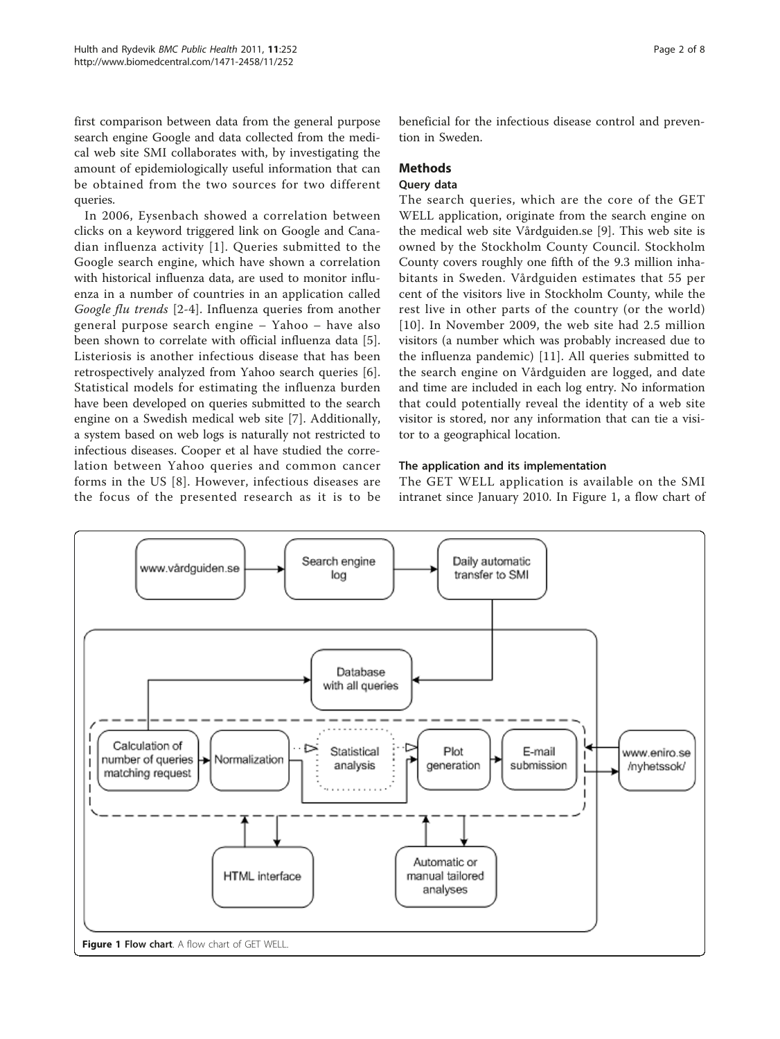first comparison between data from the general purpose search engine Google and data collected from the medical web site SMI collaborates with, by investigating the amount of epidemiologically useful information that can be obtained from the two sources for two different queries.

In 2006, Eysenbach showed a correlation between clicks on a keyword triggered link on Google and Canadian influenza activity [1]. Queries submitted to the Google search engine, which have shown a correlation with historical influenza data, are used to monitor influenza in a number of countries in an application called *Google flu trends* [2-4]. Influenza queries from another general purpose search engine – Yahoo – have also been shown to correlate with official influenza data [5]. Listeriosis is another infectious disease that has been retrospectively analyzed from Yahoo search queries [6]. Statistical models for estimating the influenza burden have been developed on queries submitted to the search engine on a Swedish medical web site [7]. Additionally, a system based on web logs is naturally not restricted to infectious diseases. Cooper et al have studied the correlation between Yahoo queries and common cancer forms in the US [8]. However, infectious diseases are the focus of the presented research as it is to be beneficial for the infectious disease control and prevention in Sweden.

## Methods

### Query data

The search queries, which are the core of the GET WELL application, originate from the search engine on the medical web site Vårdguiden.se [9]. This web site is owned by the Stockholm County Council. Stockholm County covers roughly one fifth of the 9.3 million inhabitants in Sweden. Vårdguiden estimates that 55 per cent of the visitors live in Stockholm County, while the rest live in other parts of the country (or the world) [10]. In November 2009, the web site had 2.5 million visitors (a number which was probably increased due to the influenza pandemic) [11]. All queries submitted to the search engine on Vårdguiden are logged, and date and time are included in each log entry. No information that could potentially reveal the identity of a web site visitor is stored, nor any information that can tie a visitor to a geographical location.

### The application and its implementation

The GET WELL application is available on the SMI intranet since January 2010. In Figure 1, a flow chart of

**Figure 1 Flow chart**. A flow chart of GET WELL.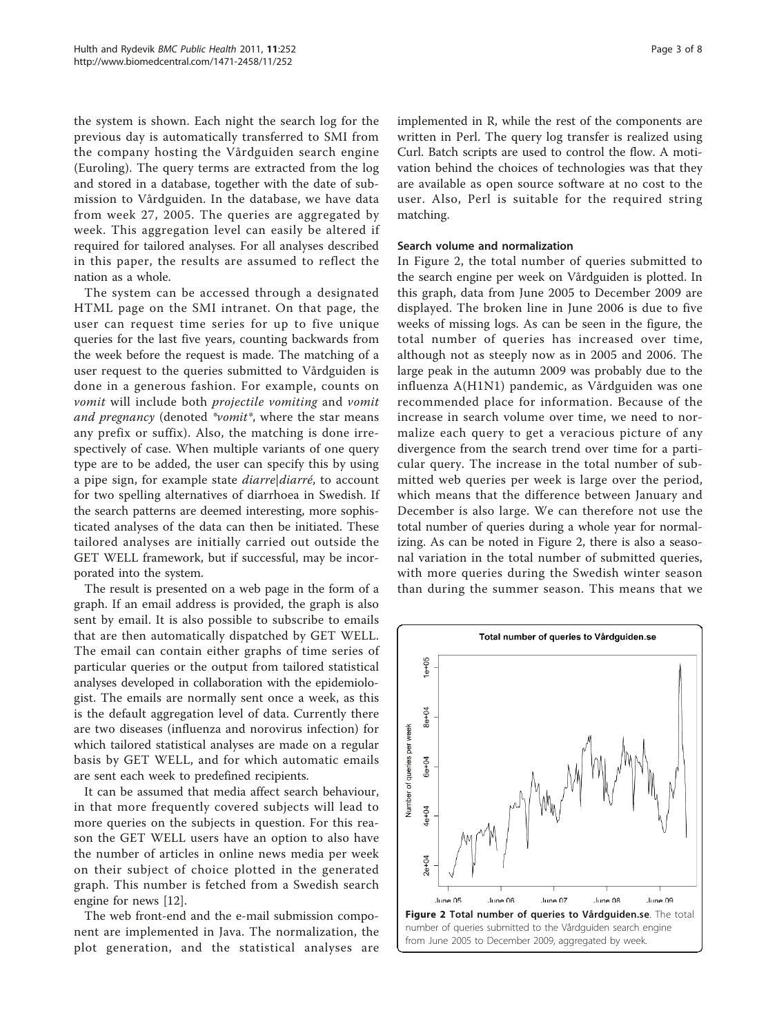the system is shown. Each night the search log for the previous day is automatically transferred to SMI from the company hosting the Vårdguiden search engine (Euroling). The query terms are extracted from the log and stored in a database, together with the date of submission to Vårdguiden. In the database, we have data from week 27, 2005. The queries are aggregated by week. This aggregation level can easily be altered if required for tailored analyses. For all analyses described in this paper, the results are assumed to reflect the nation as a whole.

The system can be accessed through a designated HTML page on the SMI intranet. On that page, the user can request time series for up to five unique queries for the last five years, counting backwards from the week before the request is made. The matching of a user request to the queries submitted to Vårdguiden is done in a generous fashion. For example, counts on *vomit* will include both *projectile vomiting* and *vomit and pregnancy* (denoted *\*vomit\**, where the star means any prefix or suffix). Also, the matching is done irrespectively of case. When multiple variants of one query type are to be added, the user can specify this by using a pipe sign, for example state *diarre|diarré*, to account for two spelling alternatives of diarrhoea in Swedish. If the search patterns are deemed interesting, more sophisticated analyses of the data can then be initiated. These tailored analyses are initially carried out outside the GET WELL framework, but if successful, may be incorporated into the system.

The result is presented on a web page in the form of a graph. If an email address is provided, the graph is also sent by email. It is also possible to subscribe to emails that are then automatically dispatched by GET WELL. The email can contain either graphs of time series of particular queries or the output from tailored statistical analyses developed in collaboration with the epidemiologist. The emails are normally sent once a week, as this is the default aggregation level of data. Currently there are two diseases (influenza and norovirus infection) for which tailored statistical analyses are made on a regular basis by GET WELL, and for which automatic emails are sent each week to predefined recipients.

It can be assumed that media affect search behaviour, in that more frequently covered subjects will lead to more queries on the subjects in question. For this reason the GET WELL users have an option to also have the number of articles in online news media per week on their subject of choice plotted in the generated graph. This number is fetched from a Swedish search engine for news [12].

The web front-end and the e-mail submission component are implemented in Java. The normalization, the plot generation, and the statistical analyses are implemented in R, while the rest of the components are written in Perl. The query log transfer is realized using Curl. Batch scripts are used to control the flow. A motivation behind the choices of technologies was that they are available as open source software at no cost to the user. Also, Perl is suitable for the required string matching.

### Search volume and normalization

In Figure 2, the total number of queries submitted to the search engine per week on Vårdguiden is plotted. In this graph, data from June 2005 to December 2009 are displayed. The broken line in June 2006 is due to five weeks of missing logs. As can be seen in the figure, the total number of queries has increased over time, although not as steeply now as in 2005 and 2006. The large peak in the autumn 2009 was probably due to the influenza A(H1N1) pandemic, as Vårdguiden was one recommended place for information. Because of the increase in search volume over time, we need to normalize each query to get a veracious picture of any divergence from the search trend over time for a particular query. The increase in the total number of submitted web queries per week is large over the period, which means that the difference between January and December is also large. We can therefore not use the total number of queries during a whole year for normalizing. As can be noted in Figure 2, there is also a seasonal variation in the total number of submitted queries, with more queries during the Swedish winter season than during the summer season. This means that we

Total number of queries to Vårdguiden.se

Number of queries per week

2e+04
4e+04
6e+04
8e+04
1e+05

June 05
June 06
June 07
June 08
June 09

**Figure 2 Total number of queries to Vårdguiden.se**. The total number of queries submitted to the Vårdguiden search engine from June 2005 to December 2009, aggregated by week.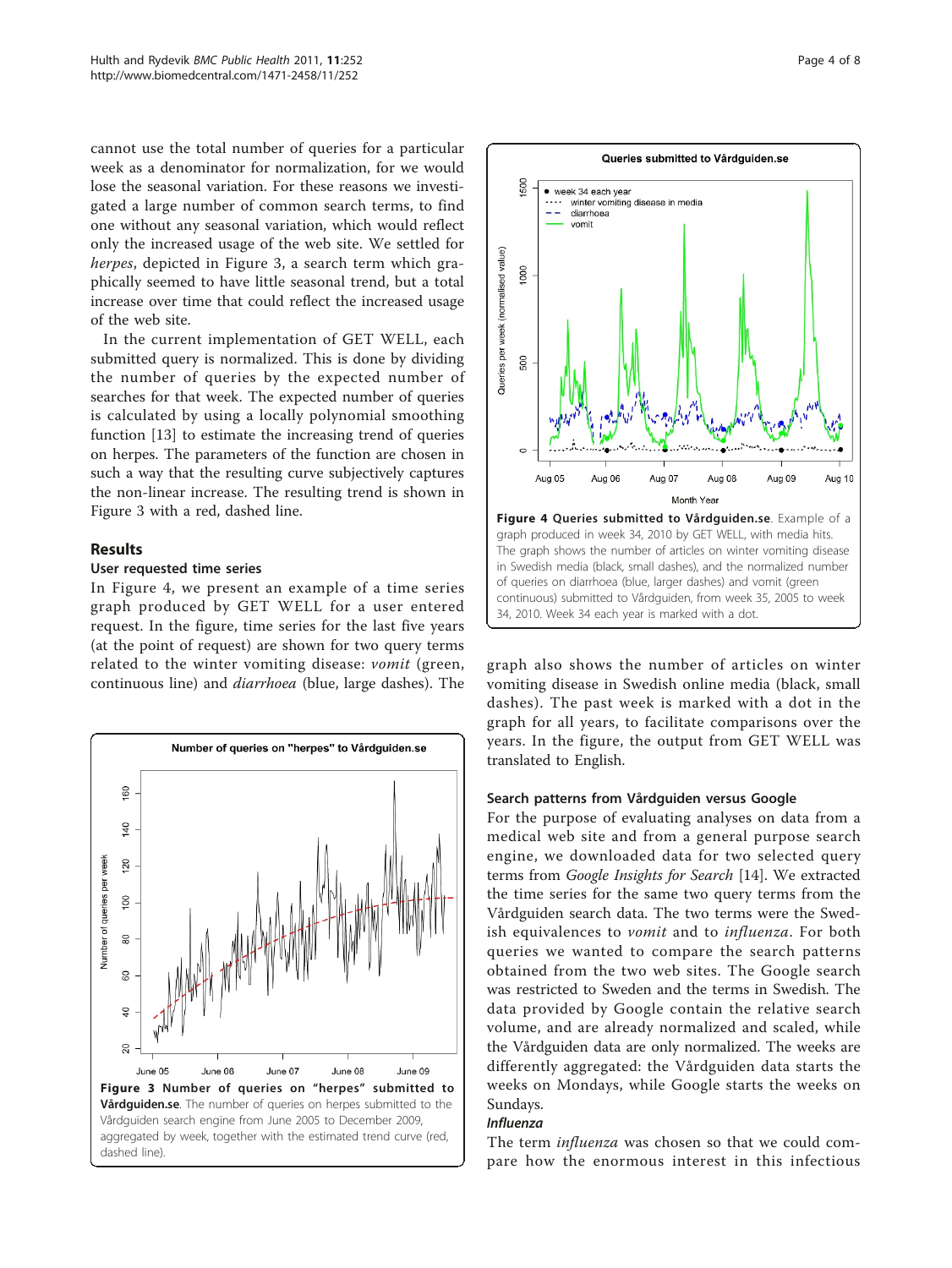cannot use the total number of queries for a particular week as a denominator for normalization, for we would lose the seasonal variation. For these reasons we investigated a large number of common search terms, to find one without any seasonal variation, which would reflect only the increased usage of the web site. We settled for *herpes*, depicted in Figure 3, a search term which graphically seemed to have little seasonal trend, but a total increase over time that could reflect the increased usage of the web site.

In the current implementation of GET WELL, each submitted query is normalized. This is done by dividing the number of queries by the expected number of searches for that week. The expected number of queries is calculated by using a locally polynomial smoothing function [13] to estimate the increasing trend of queries on herpes. The parameters of the function are chosen in such a way that the resulting curve subjectively captures the non-linear increase. The resulting trend is shown in Figure 3 with a red, dashed line.

## Results

### User requested time series

In Figure 4, we present an example of a time series graph produced by GET WELL for a user entered request. In the figure, time series for the last five years (at the point of request) are shown for two query terms related to the winter vomiting disease: *vomit* (green, continuous line) and *diarrhoea* (blue, large dashes). The graph also shows the number of articles on winter vomiting disease in Swedish online media (black, small dashes). The past week is marked with a dot in the graph for all years, to facilitate comparisons over the years. In the figure, the output from GET WELL was translated to English.

**Figure 3 Number of queries on "herpes" submitted to Vårdguiden.se**. The number of queries on herpes submitted to the Vårdguiden search engine from June 2005 to December 2009, aggregated by week, together with the estimated trend curve (red, dashed line).

**Figure 4 Queries submitted to Vårdguiden.se**. Example of a graph produced in week 34, 2010 by GET WELL, with media hits. The graph shows the number of articles on winter vomiting disease in Swedish media (black, small dashes), and the normalized number of queries on diarrhoea (blue, larger dashes) and vomit (green continuous) submitted to Vårdguiden, from week 35, 2005 to week 34, 2010. Week 34 each year is marked with a dot.

### Search patterns from Vårdguiden versus Google

For the purpose of evaluating analyses on data from a medical web site and from a general purpose search engine, we downloaded data for two selected query terms from *Google Insights for Search* [14]. We extracted the time series for the same two query terms from the Vårdguiden search data. The two terms were the Swedish equivalences to *vomit* and to *influenza*. For both queries we wanted to compare the search patterns obtained from the two web sites. The Google search was restricted to Sweden and the terms in Swedish. The data provided by Google contain the relative search volume, and are already normalized and scaled, while the Vårdguiden data are only normalized. The weeks are differently aggregated: the Vårdguiden data starts the weeks on Mondays, while Google starts the weeks on Sundays.

#### Influenza

The term *influenza* was chosen so that we could compare how the enormous interest in this infectious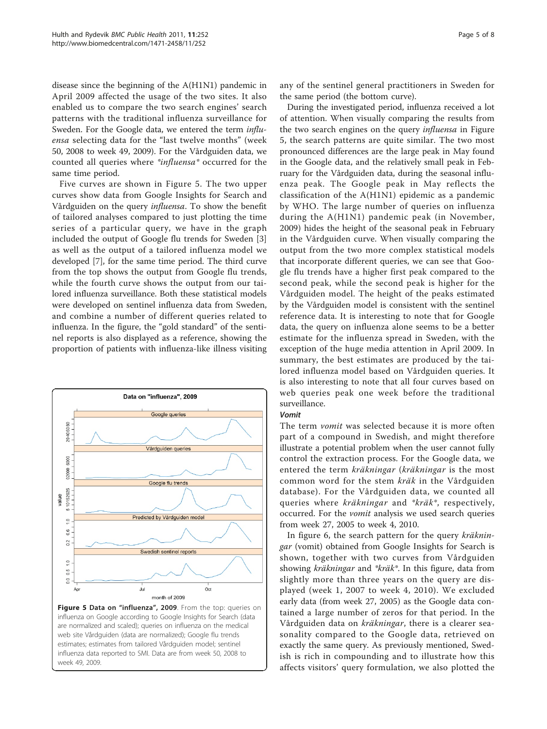disease since the beginning of the A(H1N1) pandemic in April 2009 affected the usage of the two sites. It also enabled us to compare the two search engines' search patterns with the traditional influenza surveillance for Sweden. For the Google data, we entered the term *influensa* selecting data for the "last twelve months" (week 50, 2008 to week 49, 2009). For the Vårdguiden data, we counted all queries where *\*influensa\** occurred for the same time period.

Five curves are shown in Figure 5. The two upper curves show data from Google Insights for Search and Vårdguiden on the query *influensa*. To show the benefit of tailored analyses compared to just plotting the time series of a particular query, we have in the graph included the output of Google flu trends for Sweden [3] as well as the output of a tailored influenza model we developed [7], for the same time period. The third curve from the top shows the output from Google flu trends, while the fourth curve shows the output from our tailored influenza surveillance. Both these statistical models were developed on sentinel influenza data from Sweden, and combine a number of different queries related to influenza. In the figure, the "gold standard" of the sentinel reports is also displayed as a reference, showing the proportion of patients with influenza-like illness visiting any of the sentinel general practitioners in Sweden for the same period (the bottom curve).

**Figure 5 Data on "influenza", 2009**. From the top: queries on influenza on Google according to Google Insights for Search (data are normalized and scaled); queries on influenza on the medical web site Vårdguiden (data are normalized); Google flu trends estimates; estimates from tailored Vårdguiden model; sentinel influenza data reported to SMI. Data are from week 50, 2008 to week 49, 2009.

During the investigated period, influenza received a lot of attention. When visually comparing the results from the two search engines on the query *influensa* in Figure 5, the search patterns are quite similar. The two most pronounced differences are the large peak in May found in the Google data, and the relatively small peak in February for the Vårdguiden data, during the seasonal influenza peak. The Google peak in May reflects the classification of the A(H1N1) epidemic as a pandemic by WHO. The large number of queries on influenza during the A(H1N1) pandemic peak (in November, 2009) hides the height of the seasonal peak in February in the Vårdguiden curve. When visually comparing the output from the two more complex statistical models that incorporate different queries, we can see that Google flu trends have a higher first peak compared to the second peak, while the second peak is higher for the Vårdguiden model. The height of the peaks estimated by the Vårdguiden model is consistent with the sentinel reference data. It is interesting to note that for Google data, the query on influenza alone seems to be a better estimate for the influenza spread in Sweden, with the exception of the huge media attention in April 2009. In summary, the best estimates are produced by the tailored influenza model based on Vårdguiden queries. It is also interesting to note that all four curves based on web queries peak one week before the traditional surveillance.

### Vomit

The term *vomit* was selected because it is more often part of a compound in Swedish, and might therefore illustrate a potential problem when the user cannot fully control the extraction process. For the Google data, we entered the term *kräkningar* (*kräkningar* is the most common word for the stem *kräk* in the Vårdguiden database). For the Vårdguiden data, we counted all queries where *kräkningar* and *\*kräk\**, respectively, occurred. For the *vomit* analysis we used search queries from week 27, 2005 to week 4, 2010.

In figure 6, the search pattern for the query *kräkningar* (vomit) obtained from Google Insights for Search is shown, together with two curves from Vårdguiden showing *kräkningar* and *\*kräk\**. In this figure, data from slightly more than three years on the query are displayed (week 1, 2007 to week 4, 2010). We excluded early data (from week 27, 2005) as the Google data contained a large number of zeros for that period. In the Vårdguiden data on *kräkningar*, there is a clearer seasonality compared to the Google data, retrieved on exactly the same query. As previously mentioned, Swedish is rich in compounding and to illustrate how this affects visitors' query formulation, we also plotted the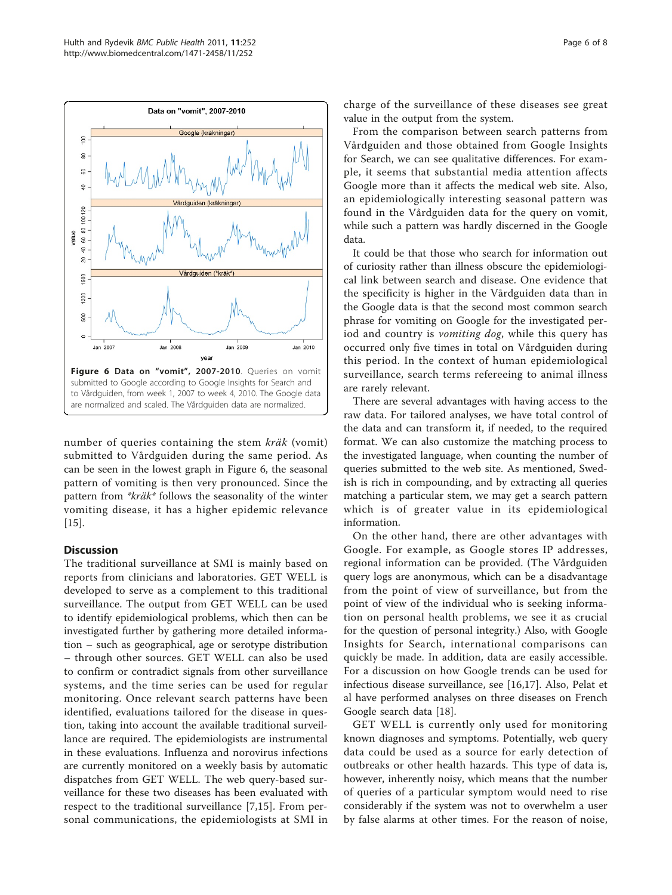Data on "vomit", 2007-2010

Google (kräkningar)

Vårdguiden (kräkningar)

Vårdguiden (*kräk*)

value

year

Jan 2007 Jan 2008 Jan 2009 Jan 2010

**Figure 6 Data on "vomit", 2007-2010**. Queries on vomit submitted to Google according to Google Insights for Search and to Vårdguiden, from week 1, 2007 to week 4, 2010. The Google data are normalized and scaled. The Vårdguiden data are normalized.

number of queries containing the stem *kräk* (vomit) submitted to Vårdguiden during the same period. As can be seen in the lowest graph in Figure 6, the seasonal pattern of vomiting is then very pronounced. Since the pattern from *\*kräk\** follows the seasonality of the winter vomiting disease, it has a higher epidemic relevance [15].

## Discussion

The traditional surveillance at SMI is mainly based on reports from clinicians and laboratories. GET WELL is developed to serve as a complement to this traditional surveillance. The output from GET WELL can be used to identify epidemiological problems, which then can be investigated further by gathering more detailed information – such as geographical, age or serotype distribution – through other sources. GET WELL can also be used to confirm or contradict signals from other surveillance systems, and the time series can be used for regular monitoring. Once relevant search patterns have been identified, evaluations tailored for the disease in question, taking into account the available traditional surveillance are required. The epidemiologists are instrumental in these evaluations. Influenza and norovirus infections are currently monitored on a weekly basis by automatic dispatches from GET WELL. The web query-based surveillance for these two diseases has been evaluated with respect to the traditional surveillance [7,15]. From personal communications, the epidemiologists at SMI in charge of the surveillance of these diseases see great value in the output from the system.

From the comparison between search patterns from Vårdguiden and those obtained from Google Insights for Search, we can see qualitative differences. For example, it seems that substantial media attention affects Google more than it affects the medical web site. Also, an epidemiologically interesting seasonal pattern was found in the Vårdguiden data for the query on vomit, while such a pattern was hardly discerned in the Google data.

It could be that those who search for information out of curiosity rather than illness obscure the epidemiological link between search and disease. One evidence that the specificity is higher in the Vårdguiden data than in the Google data is that the second most common search phrase for vomiting on Google for the investigated period and country is *vomiting dog*, while this query has occurred only five times in total on Vårdguiden during this period. In the context of human epidemiological surveillance, search terms refereeing to animal illness are rarely relevant.

There are several advantages with having access to the raw data. For tailored analyses, we have total control of the data and can transform it, if needed, to the required format. We can also customize the matching process to the investigated language, when counting the number of queries submitted to the web site. As mentioned, Swedish is rich in compounding, and by extracting all queries matching a particular stem, we may get a search pattern which is of greater value in its epidemiological information.

On the other hand, there are other advantages with Google. For example, as Google stores IP addresses, regional information can be provided. (The Vårdguiden query logs are anonymous, which can be a disadvantage from the point of view of surveillance, but from the point of view of the individual who is seeking information on personal health problems, we see it as crucial for the question of personal integrity.) Also, with Google Insights for Search, international comparisons can quickly be made. In addition, data are easily accessible. For a discussion on how Google trends can be used for infectious disease surveillance, see [16,17]. Also, Pelat et al have performed analyses on three diseases on French Google search data [18].

GET WELL is currently only used for monitoring known diagnoses and symptoms. Potentially, web query data could be used as a source for early detection of outbreaks or other health hazards. This type of data is, however, inherently noisy, which means that the number of queries of a particular symptom would need to rise considerably if the system was not to overwhelm a user by false alarms at other times. For the reason of noise,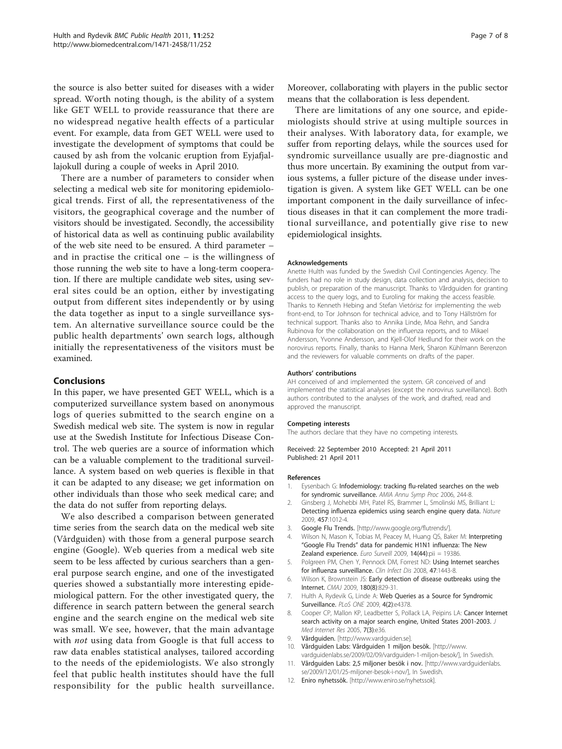the source is also better suited for diseases with a wider spread. Worth noting though, is the ability of a system like GET WELL to provide reassurance that there are no widespread negative health effects of a particular event. For example, data from GET WELL were used to investigate the development of symptoms that could be caused by ash from the volcanic eruption from Eyjafjallajokull during a couple of weeks in April 2010.

There are a number of parameters to consider when selecting a medical web site for monitoring epidemiological trends. First of all, the representativeness of the visitors, the geographical coverage and the number of visitors should be investigated. Secondly, the accessibility of historical data as well as continuing public availability of the web site need to be ensured. A third parameter – and in practise the critical one – is the willingness of those running the web site to have a long-term cooperation. If there are multiple candidate web sites, using several sites could be an option, either by investigating output from different sites independently or by using the data together as input to a single surveillance system. An alternative surveillance source could be the public health departments' own search logs, although initially the representativeness of the visitors must be examined.

## Conclusions

In this paper, we have presented GET WELL, which is a computerized surveillance system based on anonymous logs of queries submitted to the search engine on a Swedish medical web site. The system is now in regular use at the Swedish Institute for Infectious Disease Control. The web queries are a source of information which can be a valuable complement to the traditional surveillance. A system based on web queries is flexible in that it can be adapted to any disease; we get information on other individuals than those who seek medical care; and the data do not suffer from reporting delays.

We also described a comparison between generated time series from the search data on the medical web site (Vårdguiden) with those from a general purpose search engine (Google). Web queries from a medical web site seem to be less affected by curious searchers than a general purpose search engine, and one of the investigated queries showed a substantially more interesting epidemiological pattern. For the other investigated query, the difference in search pattern between the general search engine and the search engine on the medical web site was small. We see, however, that the main advantage with *not* using data from Google is that full access to raw data enables statistical analyses, tailored according to the needs of the epidemiologists. We also strongly feel that public health institutes should have the full responsibility for the public health surveillance. Moreover, collaborating with players in the public sector means that the collaboration is less dependent.

There are limitations of any one source, and epidemiologists should strive at using multiple sources in their analyses. With laboratory data, for example, we suffer from reporting delays, while the sources used for syndromic surveillance usually are pre-diagnostic and thus more uncertain. By examining the output from various systems, a fuller picture of the disease under investigation is given. A system like GET WELL can be one important component in the daily surveillance of infectious diseases in that it can complement the more traditional surveillance, and potentially give rise to new epidemiological insights.

#### Acknowledgements

Anette Hulth was funded by the Swedish Civil Contingencies Agency. The funders had no role in study design, data collection and analysis, decision to publish, or preparation of the manuscript. Thanks to Vårdguiden for granting access to the query logs, and to Euroling for making the access feasible. Thanks to Kenneth Hebing and Stefan Vietórisz for implementing the web front-end, to Tor Johnson for technical advice, and to Tony Hällström for technical support. Thanks also to Annika Linde, Moa Rehn, and Sandra Rubinova for the collaboration on the influenza reports, and to Mikael Andersson, Yvonne Andersson, and Kjell-Olof Hedlund for their work on the norovirus reports. Finally, thanks to Hanna Merk, Sharon Kühlmann Berenzon and the reviewers for valuable comments on drafts of the paper.

#### Authors' contributions

AH conceived of and implemented the system. GR conceived of and implemented the statistical analyses (except the norovirus surveillance). Both authors contributed to the analyses of the work, and drafted, read and approved the manuscript.

#### Competing interests

The authors declare that they have no competing interests.

Received: 22 September 2010 Accepted: 21 April 2011
Published: 21 April 2011

#### References

1. Eysenbach G: **Infodemiology: tracking flu-related searches on the web for syndromic surveillance.** *AMIA Annu Symp Proc* 2006, 244-8.
2. Ginsberg J, Mohebbi MH, Patel RS, Brammer L, Smolinski MS, Brilliant L: **Detecting influenza epidemics using search engine query data.** *Nature* 2009, **457**:1012-4.
3. **Google Flu Trends.** [http://www.google.org/flutrends/].
4. Wilson N, Mason K, Tobias M, Peacey M, Huang QS, Baker M: **Interpreting "Google Flu Trends" data for pandemic H1N1 influenza: The New Zealand experience.** *Euro Surveill* 2009, **14(44)**:pii = 19386.
5. Polgreen PM, Chen Y, Pennock DM, Forrest ND: **Using Internet searches for influenza surveillance.** *Clin Infect Dis* 2008, **47**:1443-8.
6. Wilson K, Brownstein JS: **Early detection of disease outbreaks using the Internet.** *CMAJ* 2009, **180(8)**:829-31.
7. Hulth A, Rydevik G, Linde A: **Web Queries as a Source for Syndromic Surveillance.** *PLoS ONE* 2009, **4(2)**:e4378.
8. Cooper CP, Mallon KP, Leadbetter S, Pollack LA, Peipins LA: **Cancer Internet search activity on a major search engine, United States 2001-2003.** *J Med Internet Res* 2005, **7(3)**:e36.
9. **Vårdguiden.** [http://www.vardguiden.se].
10. **Vårdguiden Labs: Vårdguiden 1 miljon besök.** [http://www.vardguidenlabs.se/2009/02/09/vardguiden-1-miljon-besok/], In Swedish.
11. **Vårdguiden Labs: 2,5 miljoner besök i nov.** [http://www.vardguidenlabs.se/2009/12/01/25-miljoner-besok-i-nov/], In Swedish.
12. **Eniro nyhetssök.** [http://www.eniro.se/nyhetssok].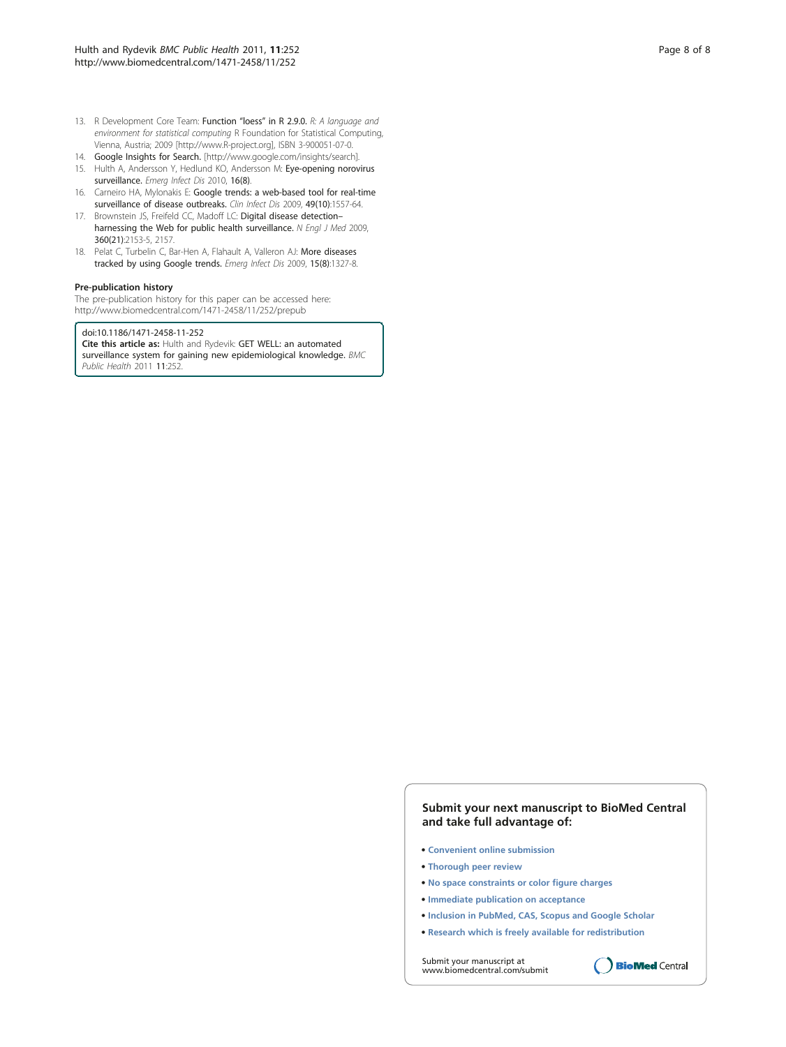13. R Development Core Team: **Function "loess" in R 2.9.0.** *R: A language and environment for statistical computing* R Foundation for Statistical Computing, Vienna, Austria; 2009 [http://www.R-project.org], ISBN 3-900051-07-0.
14. **Google Insights for Search.** [http://www.google.com/insights/search].
15. Hulth A, Andersson Y, Hedlund KO, Andersson M: **Eye-opening norovirus surveillance.** *Emerg Infect Dis* 2010, **16(8)**.
16. Carneiro HA, Mylonakis E: **Google trends: a web-based tool for real-time surveillance of disease outbreaks.** *Clin Infect Dis* 2009, **49(10)**:1557-64.
17. Brownstein JS, Freifeld CC, Madoff LC: **Digital disease detection–harnessing the Web for public health surveillance.** *N Engl J Med* 2009, **360(21)**:2153-5, 2157.
18. Pelat C, Turbelin C, Bar-Hen A, Flahault A, Valleron AJ: **More diseases tracked by using Google trends.** *Emerg Infect Dis* 2009, **15(8)**:1327-8.

### Pre-publication history

The pre-publication history for this paper can be accessed here:
http://www.biomedcentral.com/1471-2458/11/252/prepub

doi:10.1186/1471-2458-11-252
**Cite this article as:** Hulth and Rydevik: GET WELL: an automated surveillance system for gaining new epidemiological knowledge. *BMC Public Health* 2011 **11**:252.

**Submit your next manuscript to BioMed Central and take full advantage of:**

- **Convenient online submission**
- **Thorough peer review**
- **No space constraints or color figure charges**
- **Immediate publication on acceptance**
- **Inclusion in PubMed, CAS, Scopus and Google Scholar**
- **Research which is freely available for redistribution**

Submit your manuscript at
www.biomedcentral.com/submit

BioMed Central